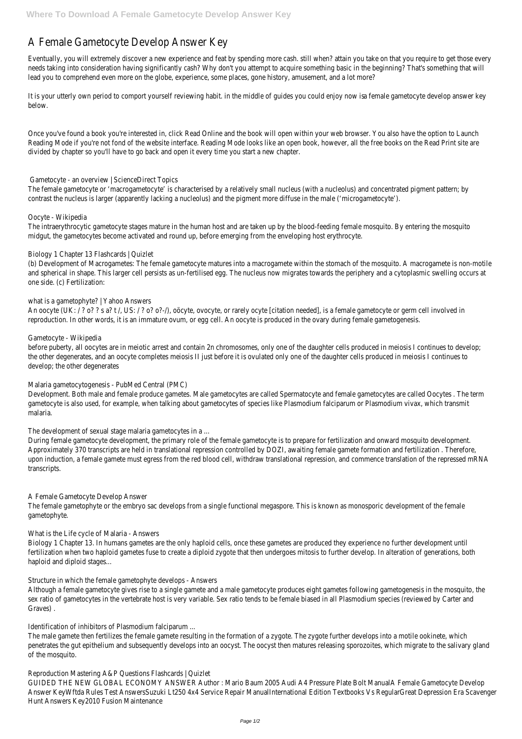# A Female Gametocyte Develop Answer Key

Eventually, you will extremely discover a new experience and feat by spending more cash. still when? attain you take on that you require to get those every needs taking into consideration having significantly cash? Why don't you attempt to acquire something basic in the beginning? That's something that will lead you to comprehend even more on the globe, experience, some places, gone history, amusement, and a lot more?

It is your utterly own period to comport yourself reviewing habit. in the middle of guides you could enjoy now isa female gametocyte develop answer key below.

Once you've found a book you're interested in, click Read Online and the book will open within your web browser. You also have the option to Launch Reading Mode if you're not fond of the website interface. Reading Mode looks like an open book, however, all the free books on the Read Print site are divided by chapter so you'll have to go back and open it every time you start a new chapter.

## Gametocyte - an overview | ScienceDirect Topics

The female gametocyte or 'macrogametocyte' is characterised by a relatively small nucleus (with a nucleolus) and concentrated pigment pattern; by contrast the nucleus is larger (apparently lacking a nucleolus) and the pigment more diffuse in the male ('microgametocyte').

## Oocyte - Wikipedia

The intraerythrocytic gametocyte stages mature in the human host and are taken up by the blood-feeding female mosquito. By entering the mosquito midgut, the gametocytes become activated and round up, before emerging from the enveloping host erythrocyte.

## Biology 1 Chapter 13 Flashcards | Quizlet

(b) Development of Macrogametes: The female gametocyte matures into a macrogamete within the stomach of the mosquito. A macrogamete is non-motile and spherical in shape. This larger cell persists as un-fertilised egg. The nucleus now migrates towards the periphery and a cytoplasmic swelling occurs at one side. (c) Fertilization:

## what is a gametophyte? | Yahoo Answers

An oocyte (UK: / ? o? ? s a? t /, US: / ? o? o?-/), oöcyte, ovocyte, or rarely ocyte [citation needed], is a female gametocyte or germ cell involved in reproduction. In other words, it is an immature ovum, or egg cell. An oocyte is produced in the ovary during female gametogenesis.

## Gametocyte - Wikipedia

before puberty, all oocytes are in meiotic arrest and contain 2n chromosomes, only one of the daughter cells produced in meiosis I continues to develop; the other degenerates, and an oocyte completes meiosis II just before it is ovulated only one of the daughter cells produced in meiosis I continues to develop; the other degenerates

## Malaria gametocytogenesis - PubMed Central (PMC)

Development. Both male and female produce gametes. Male gametocytes are called Spermatocyte and female gametocytes are called Oocytes . The term gametocyte is also used, for example, when talking about gametocytes of species like Plasmodium falciparum or Plasmodium vivax, which transmit malaria.

## The development of sexual stage malaria gametocytes in a ...

During female gametocyte development, the primary role of the female gametocyte is to prepare for fertilization and onward mosquito development. Approximately 370 transcripts are held in translational repression controlled by DOZI, awaiting female gamete formation and fertilization . Therefore, upon induction, a female gamete must egress from the red blood cell, withdraw translational repression, and commence translation of the repressed mRNA transcripts.

## A Female Gametocyte Develop Answer

The female gametophyte or the embryo sac develops from a single functional megaspore. This is known as monosporic development of the female gametophyte.

## What is the Life cycle of Malaria - Answers

Biology 1 Chapter 13. In humans gametes are the only haploid cells, once these gametes are produced they experience no further development until fertilization when two haploid gametes fuse to create a diploid zygote that then undergoes mitosis to further develop. In alteration of generations, both haploid and diploid stages...

## Structure in which the female gametophyte develops - Answers

Although a female gametocyte gives rise to a single gamete and a male gametocyte produces eight gametes following gametogenesis in the mosquito, the sex ratio of gametocytes in the vertebrate host is very variable. Sex ratio tends to be female biased in all Plasmodium species (reviewed by Carter and Graves) .

## Identification of inhibitors of Plasmodium falciparum ...

The male gamete then fertilizes the female gamete resulting in the formation of a zygote. The zygote further develops into a motile ookinete, which penetrates the gut epithelium and subsequently develops into an oocyst. The oocyst then matures releasing sporozoites, which migrate to the salivary gland of the mosquito.

## Reproduction Mastering A&P Questions Flashcards | Quizlet

GUIDED THE NEW GLOBAL ECONOMY ANSWER Author : Mario Baum 2005 Audi A4 Pressure Plate Bolt ManualA Female Gametocyte Develop Answer KeyWftda Rules Test AnswersSuzuki Lt250 4x4 Service Repair ManualInternational Edition Textbooks Vs RegularGreat Depression Era Scavenger Hunt Answers Key2010 Fusion Maintenance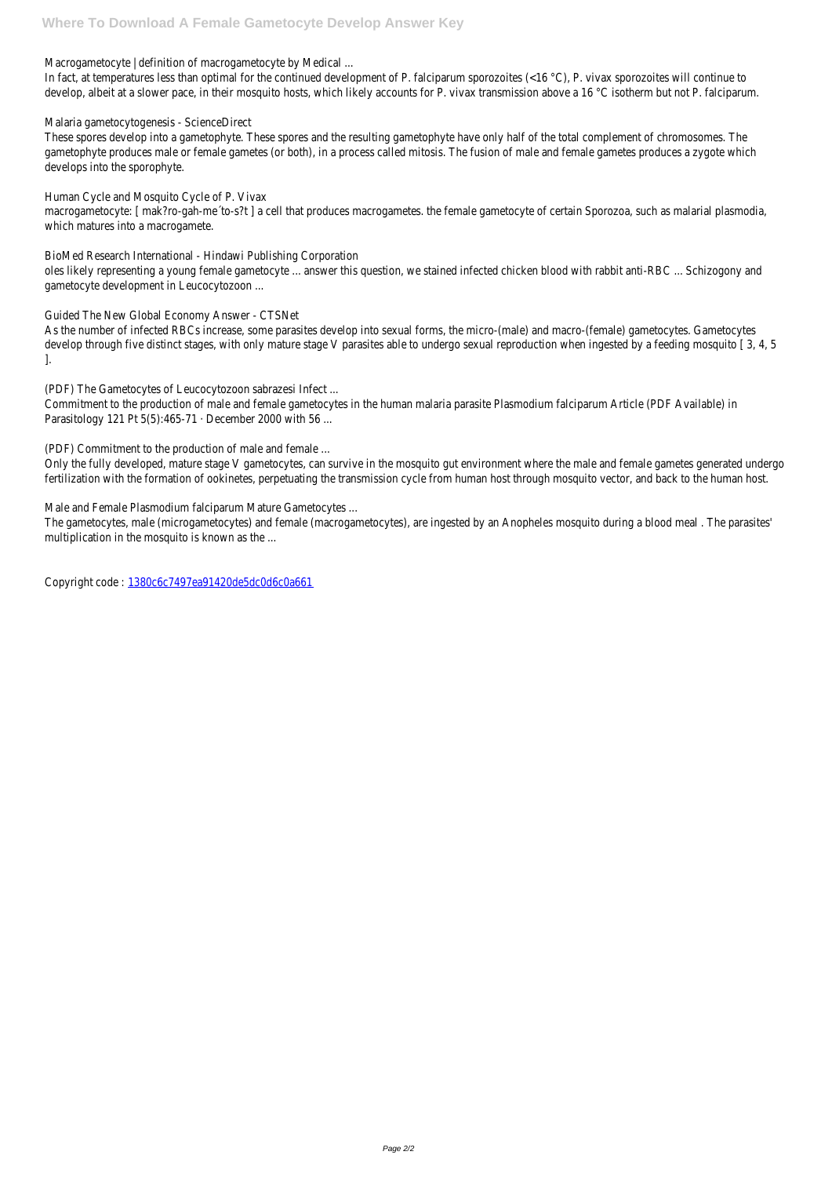Macrogametocyte | definition of macrogametocyte by Medical ...

In fact, at temperatures less than optimal for the continued development of P. falciparum sporozoites (<16 °C), P. vivax sporozoites will continue to develop, albeit at a slower pace, in their mosquito hosts, which likely accounts for P. vivax transmission above a 16 °C isotherm but not P. falciparum.

Malaria gametocytogenesis - ScienceDirect

These spores develop into a gametophyte. These spores and the resulting gametophyte have only half of the total complement of chromosomes. The gametophyte produces male or female gametes (or both), in a process called mitosis. The fusion of male and female gametes produces a zygote which develops into the sporophyte.

Human Cycle and Mosquito Cycle of P. Vivax

macrogametocyte: [ mak?ro-gah-me´to-s?t ] a cell that produces macrogametes. the female gametocyte of certain Sporozoa, such as malarial plasmodia, which matures into a macrogamete.

BioMed Research International - Hindawi Publishing Corporation

oles likely representing a young female gametocyte ... answer this question, we stained infected chicken blood with rabbit anti-RBC ... Schizogony and gametocyte development in Leucocytozoon ...

Guided The New Global Economy Answer - CTSNet

As the number of infected RBCs increase, some parasites develop into sexual forms, the micro-(male) and macro-(female) gametocytes. Gametocytes develop through five distinct stages, with only mature stage V parasites able to undergo sexual reproduction when ingested by a feeding mosquito [ 3, 4, 5 ].

(PDF) The Gametocytes of Leucocytozoon sabrazesi Infect ...

Commitment to the production of male and female gametocytes in the human malaria parasite Plasmodium falciparum Article (PDF Available) in Parasitology 121 Pt 5(5):465-71 · December 2000 with 56 ...

(PDF) Commitment to the production of male and female ...

Only the fully developed, mature stage V gametocytes, can survive in the mosquito gut environment where the male and female gametes generated undergo fertilization with the formation of ookinetes, perpetuating the transmission cycle from human host through mosquito vector, and back to the human host.

Male and Female Plasmodium falciparum Mature Gametocytes ...

The gametocytes, male (microgametocytes) and female (macrogametocytes), are ingested by an Anopheles mosquito during a blood meal . The parasites' multiplication in the mosquito is known as the ...

Copyright code : 1380c6c7497ea91420de5dc0d6c0a661